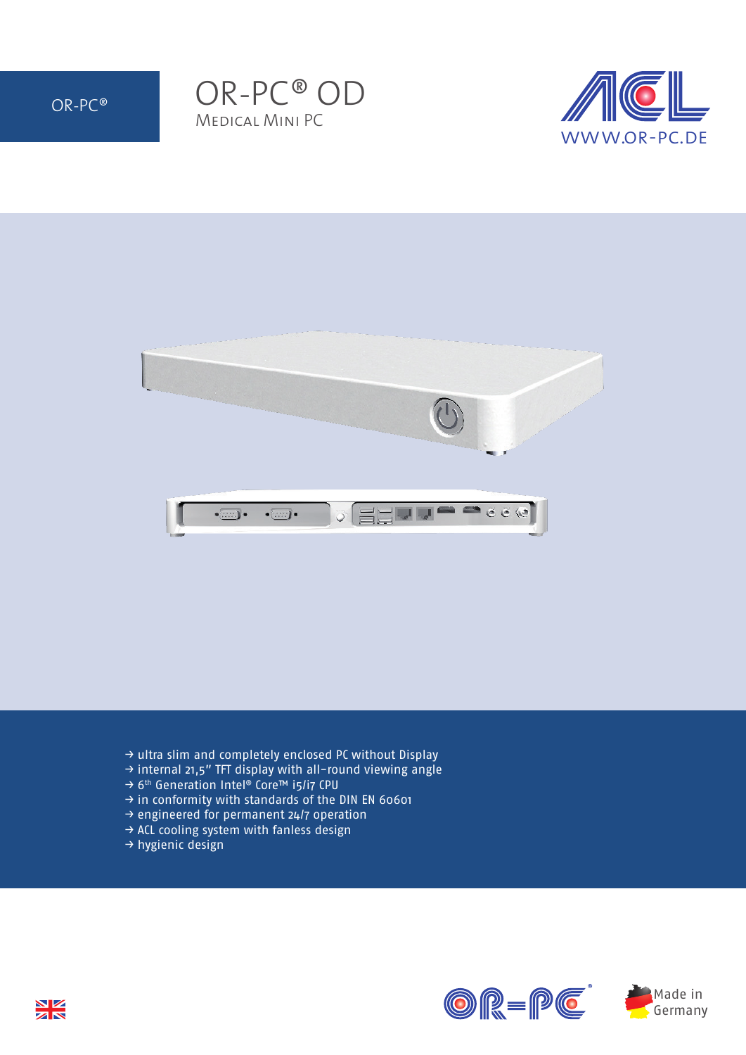OR-PC®

# OR-PC® OD

## Medical Mini PC

WWW.OR-PC.DE

- → ultra slim and completely enclosed PC without Display
- → internal 21,5" TFT display with all-round viewing angle
- → 6th Generation Intel® Core™ i5/i7 CPU
- → in conformity with standards of the DIN EN 60601
- → engineered for permanent 24/7 operation
- → ACL cooling system with fanless design
- → hygienic design

Made in Germany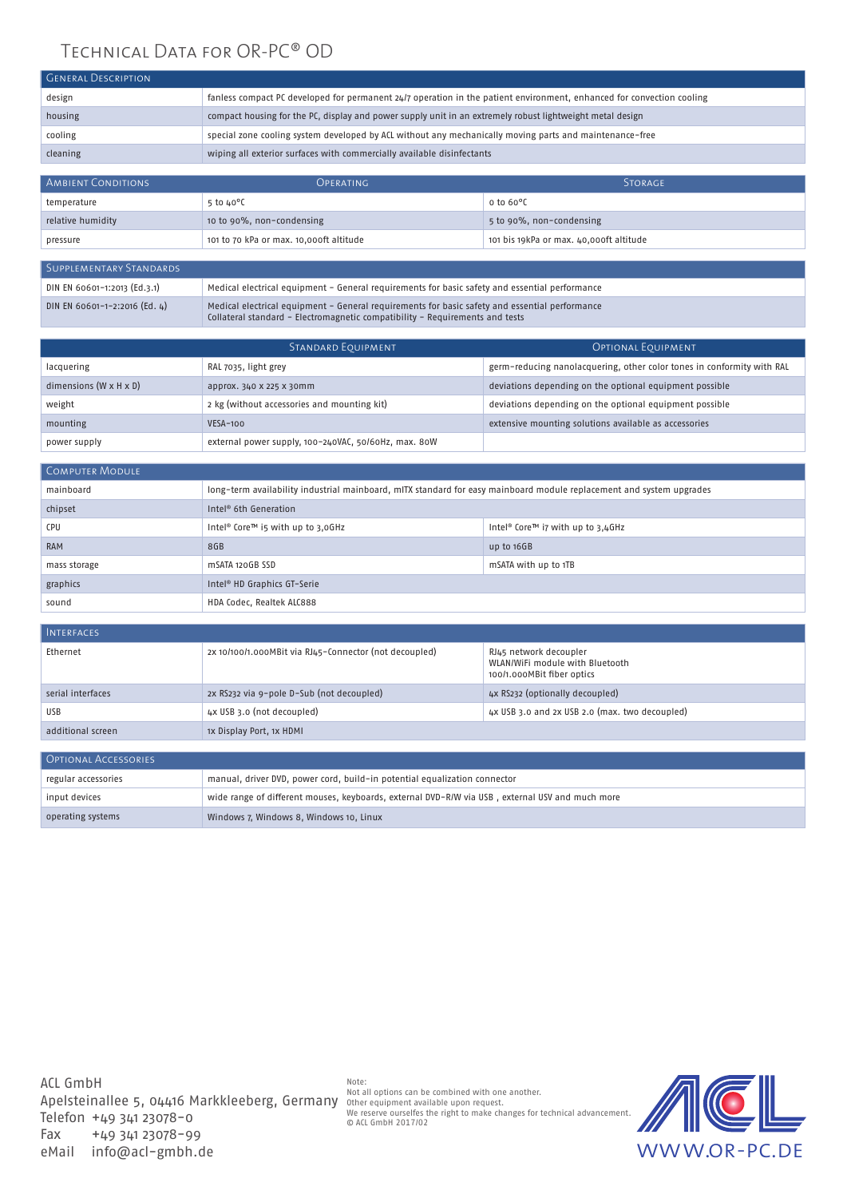# Technical Data for OR-PC® OD

| General Description | |
|---|---|
| design | fanless compact PC developed for permanent 24/7 operation in the patient environment, enhanced for convection cooling |
| housing | compact housing for the PC, display and power supply unit in an extremely robust lightweight metal design |
| cooling | special zone cooling system developed by ACL without any mechanically moving parts and maintenance-free |
| cleaning | wiping all exterior surfaces with commercially available disinfectants |

| Ambient Conditions | Operating | Storage |
|---|---|---|
| temperature | 5 to 40°C | 0 to 60°C |
| relative humidity | 10 to 90%, non-condensing | 5 to 90%, non-condensing |
| pressure | 101 to 70 kPa or max. 10,000ft altitude | 101 bis 19kPa or max. 40,000ft altitude |

| Supplementary Standards | |
|---|---|
| DIN EN 60601-1:2013 (Ed.3.1) | Medical electrical equipment - General requirements for basic safety and essential performance |
| DIN EN 60601-1-2:2016 (Ed. 4) | Medical electrical equipment - General requirements for basic safety and essential performance<br>Collateral standard - Electromagnetic compatibility - Requirements and tests |

| | Standard Equipment | Optional Equipment |
|---|---|---|
| lacquering | RAL 7035, light grey | germ-reducing nanolacquering, other color tones in conformity with RAL |
| dimensions (W x H x D) | approx. 340 x 225 x 30mm | deviations depending on the optional equipment possible |
| weight | 2 kg (without accessories and mounting kit) | deviations depending on the optional equipment possible |
| mounting | VESA-100 | extensive mounting solutions available as accessories |
| power supply | external power supply, 100-240VAC, 50/60Hz, max. 80W | |

| Computer Module | | |
|---|---|---|
| mainboard | long-term availability industrial mainboard, mITX standard for easy mainboard module replacement and system upgrades | |
| chipset | Intel® 6th Generation | |
| CPU | Intel® Core™ i5 with up to 3,0GHz | Intel® Core™ i7 with up to 3,4GHz |
| RAM | 8GB | up to 16GB |
| mass storage | mSATA 120GB SSD | mSATA with up to 1TB |
| graphics | Intel® HD Graphics GT-Serie | |
| sound | HDA Codec, Realtek ALC888 | |

| Interfaces | | |
|---|---|---|
| Ethernet | 2x 10/100/1.000MBit via RJ45-Connector (not decoupled) | RJ45 network decoupler<br>WLAN/WiFi module with Bluetooth<br>100/1.000MBit fiber optics |
| serial interfaces | 2x RS232 via 9-pole D-Sub (not decoupled) | 4x RS232 (optionally decoupled) |
| USB | 4x USB 3.0 (not decoupled) | 4x USB 3.0 and 2x USB 2.0 (max. two decoupled) |
| additional screen | 1x Display Port, 1x HDMI | |

| Optional Accessories | |
|---|---|
| regular accessories | manual, driver DVD, power cord, build-in potential equalization connector |
| input devices | wide range of different mouses, keyboards, external DVD-R/W via USB , external USV and much more |
| operating systems | Windows 7, Windows 8, Windows 10, Linux |

ACL GmbH
Apelsteinallee 5, 04416 Markkleeberg, Germany
Telefon +49 341 23078-0
Fax +49 341 23078-99
eMail info@acl-gmbh.de

Note:
Not all options can be combined with one another.
Other equipment available upon request.
We reserve ourselfes the right to make changes for technical advancement.
© ACL GmbH 2017/02

WWW.OR-PC.DE